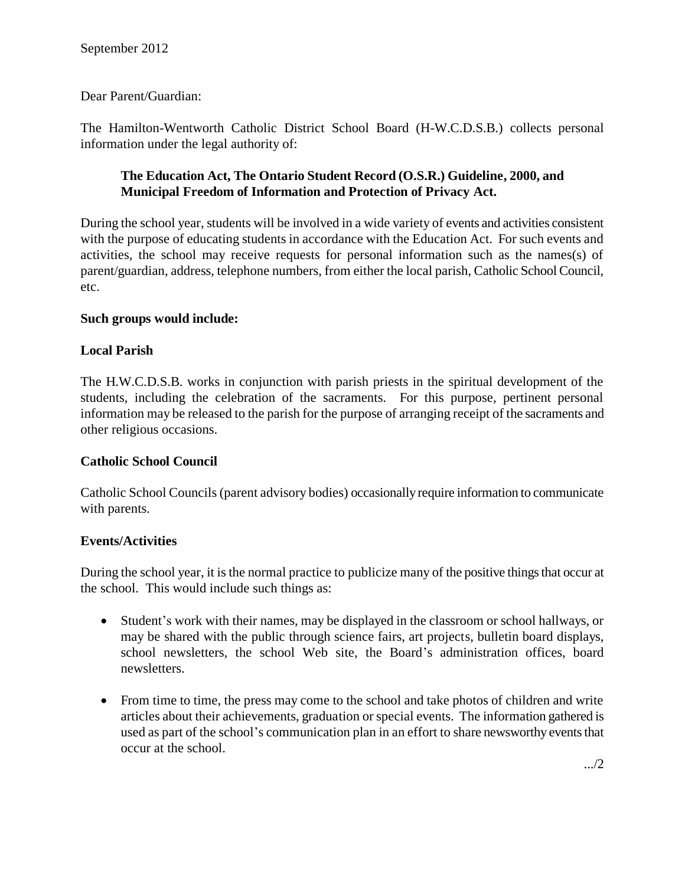September 2012

Dear Parent/Guardian:

The Hamilton-Wentworth Catholic District School Board (H-W.C.D.S.B.) collects personal information under the legal authority of:

> **The Education Act, The Ontario Student Record (O.S.R.) Guideline, 2000, and Municipal Freedom of Information and Protection of Privacy Act.**

During the school year, students will be involved in a wide variety of events and activities consistent with the purpose of educating students in accordance with the Education Act. For such events and activities, the school may receive requests for personal information such as the names(s) of parent/guardian, address, telephone numbers, from either the local parish, Catholic School Council, etc.

**Such groups would include:**

**Local Parish**

The H.W.C.D.S.B. works in conjunction with parish priests in the spiritual development of the students, including the celebration of the sacraments. For this purpose, pertinent personal information may be released to the parish for the purpose of arranging receipt of the sacraments and other religious occasions.

**Catholic School Council**

Catholic School Councils (parent advisory bodies) occasionally require information to communicate with parents.

**Events/Activities**

During the school year, it is the normal practice to publicize many of the positive things that occur at the school. This would include such things as:

- Student's work with their names, may be displayed in the classroom or school hallways, or may be shared with the public through science fairs, art projects, bulletin board displays, school newsletters, the school Web site, the Board's administration offices, board newsletters.
- From time to time, the press may come to the school and take photos of children and write articles about their achievements, graduation or special events. The information gathered is used as part of the school's communication plan in an effort to share newsworthy events that occur at the school.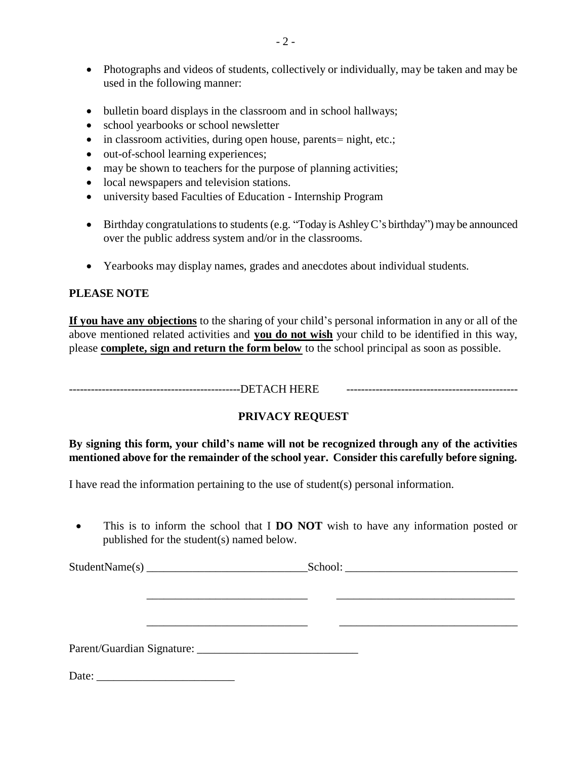- Photographs and videos of students, collectively or individually, may be taken and may be used in the following manner:

- bulletin board displays in the classroom and in school hallways;
- school yearbooks or school newsletter
- in classroom activities, during open house, parents= night, etc.;
- out-of-school learning experiences;
- may be shown to teachers for the purpose of planning activities;
- local newspapers and television stations.
- university based Faculties of Education - Internship Program

- Birthday congratulations to students (e.g. "Today is Ashley C's birthday") may be announced over the public address system and/or in the classrooms.

- Yearbooks may display names, grades and anecdotes about individual students.

**PLEASE NOTE**

**<u>If you have any objections</u>** to the sharing of your child's personal information in any or all of the above mentioned related activities and **<u>you do not wish</u>** your child to be identified in this way, please **<u>complete, sign and return the form below</u>** to the school principal as soon as possible.

-----------------------------------------------DETACH HERE -----------------------------------------------

**PRIVACY REQUEST**

**By signing this form, your child's name will not be recognized through any of the activities mentioned above for the remainder of the school year. Consider this carefully before signing.**

I have read the information pertaining to the use of student(s) personal information.

- This is to inform the school that I **DO NOT** wish to have any information posted or published for the student(s) named below.

StudentName(s) ____________________________ School: ______________________________

____________________________ ______________________________

____________________________ ______________________________

Parent/Guardian Signature: ____________________________

Date: ________________________